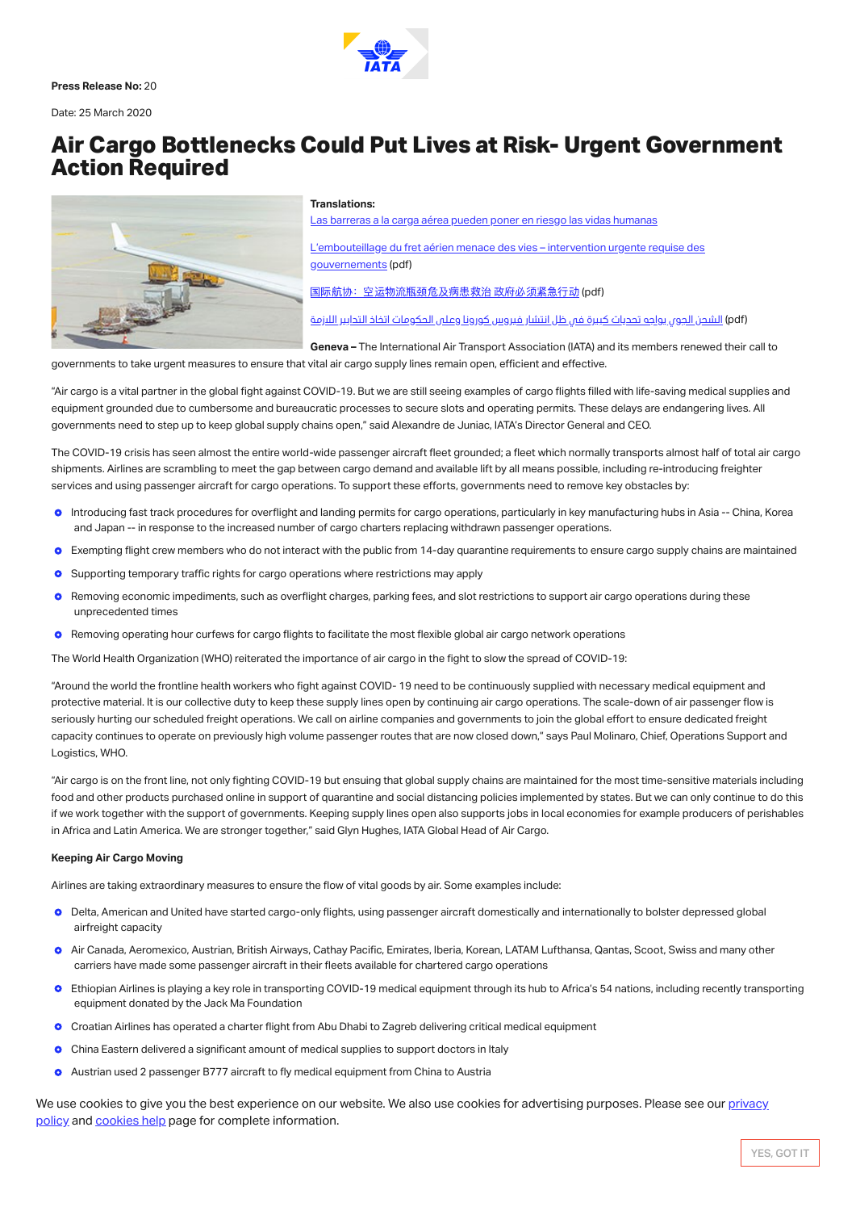**Press Release No:** 20

Date: 25 March 2020

# Air Cargo Bottlenecks Could Put Lives at Risk- Urgent Government Action Required

**Translations:**

Las barreras a la carga aérea pueden poner en riesgo las vidas humanas

L'embouteillage du fret aérien menace des vies – intervention urgente requise des gouvernements (pdf)

国际航协：空运物流瓶颈危及病患救治 政府必须紧急行动 (pdf)

الشحن الجوي يواجه تحديات كبيرة في ظل انتشار فيروس كورونا وعلى الحكومات اتخاذ التدابير اللازمة (pdf)

**Geneva –** The International Air Transport Association (IATA) and its members renewed their call to governments to take urgent measures to ensure that vital air cargo supply lines remain open, efficient and effective.

"Air cargo is a vital partner in the global fight against COVID-19. But we are still seeing examples of cargo flights filled with life-saving medical supplies and equipment grounded due to cumbersome and bureaucratic processes to secure slots and operating permits. These delays are endangering lives. All governments need to step up to keep global supply chains open," said Alexandre de Juniac, IATA's Director General and CEO.

The COVID-19 crisis has seen almost the entire world-wide passenger aircraft fleet grounded; a fleet which normally transports almost half of total air cargo shipments. Airlines are scrambling to meet the gap between cargo demand and available lift by all means possible, including re-introducing freighter services and using passenger aircraft for cargo operations. To support these efforts, governments need to remove key obstacles by:

- Introducing fast track procedures for overflight and landing permits for cargo operations, particularly in key manufacturing hubs in Asia -- China, Korea and Japan -- in response to the increased number of cargo charters replacing withdrawn passenger operations.
- Exempting flight crew members who do not interact with the public from 14-day quarantine requirements to ensure cargo supply chains are maintained
- Supporting temporary traffic rights for cargo operations where restrictions may apply
- Removing economic impediments, such as overflight charges, parking fees, and slot restrictions to support air cargo operations during these unprecedented times
- Removing operating hour curfews for cargo flights to facilitate the most flexible global air cargo network operations

The World Health Organization (WHO) reiterated the importance of air cargo in the fight to slow the spread of COVID-19:

"Around the world the frontline health workers who fight against COVID- 19 need to be continuously supplied with necessary medical equipment and protective material. It is our collective duty to keep these supply lines open by continuing air cargo operations. The scale-down of air passenger flow is seriously hurting our scheduled freight operations. We call on airline companies and governments to join the global effort to ensure dedicated freight capacity continues to operate on previously high volume passenger routes that are now closed down," says Paul Molinaro, Chief, Operations Support and Logistics, WHO.

"Air cargo is on the front line, not only fighting COVID-19 but ensuring that global supply chains are maintained for the most time-sensitive materials including food and other products purchased online in support of quarantine and social distancing policies implemented by states. But we can only continue to do this if we work together with the support of governments. Keeping supply lines open also supports jobs in local economies for example producers of perishables in Africa and Latin America. We are stronger together," said Glyn Hughes, IATA Global Head of Air Cargo.

**Keeping Air Cargo Moving**

Airlines are taking extraordinary measures to ensure the flow of vital goods by air. Some examples include:

- Delta, American and United have started cargo-only flights, using passenger aircraft domestically and internationally to bolster depressed global airfreight capacity
- Air Canada, Aeromexico, Austrian, British Airways, Cathay Pacific, Emirates, Iberia, Korean, LATAM Lufthansa, Qantas, Scoot, Swiss and many other carriers have made some passenger aircraft in their fleets available for chartered cargo operations
- Ethiopian Airlines is playing a key role in transporting COVID-19 medical equipment through its hub to Africa's 54 nations, including recently transporting equipment donated by the Jack Ma Foundation
- Croatian Airlines has operated a charter flight from Abu Dhabi to Zagreb delivering critical medical equipment
- China Eastern delivered a significant amount of medical supplies to support doctors in Italy
- Austrian used 2 passenger B777 aircraft to fly medical equipment from China to Austria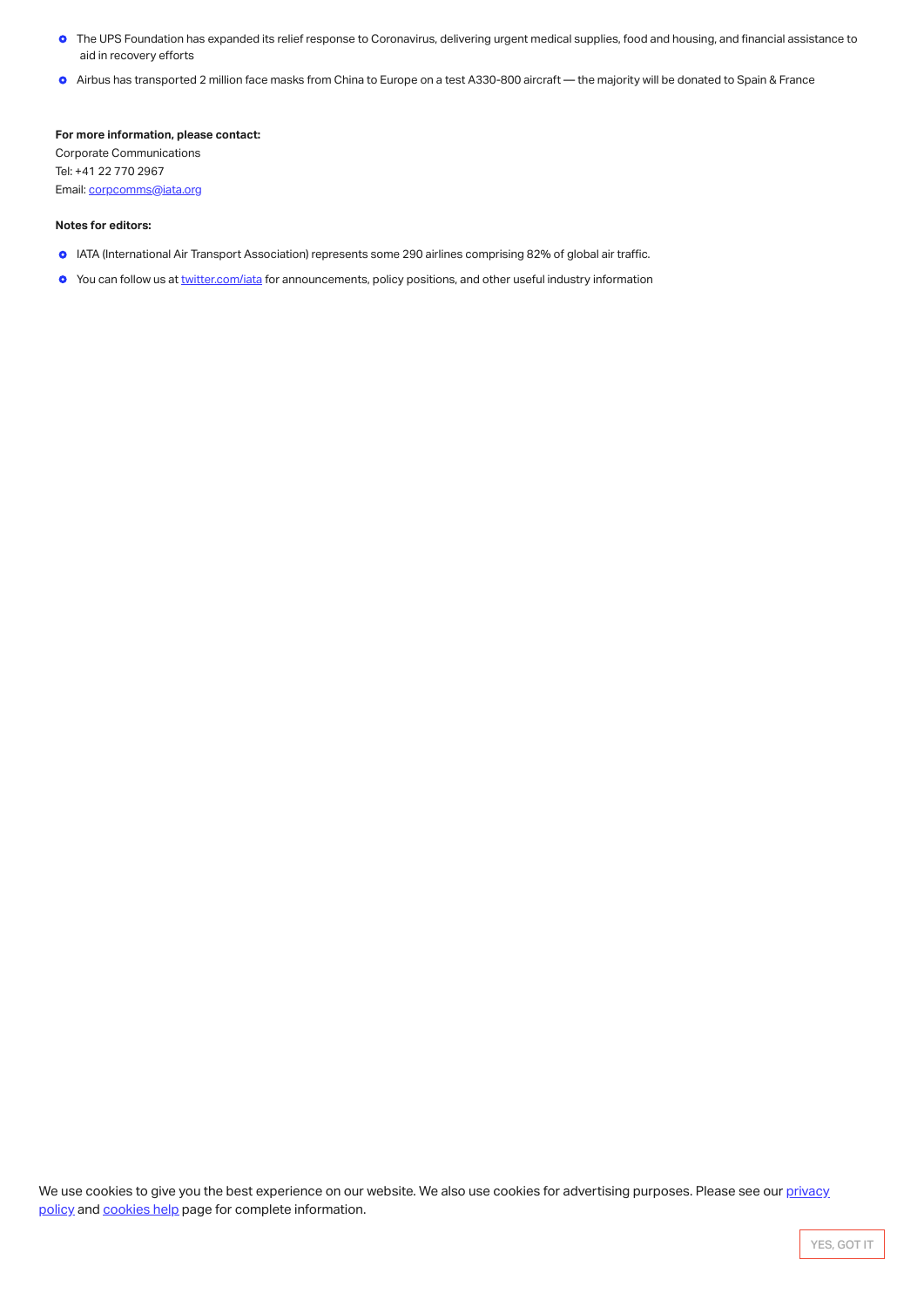- The UPS Foundation has expanded its relief response to Coronavirus, delivering urgent medical supplies, food and housing, and financial assistance to aid in recovery efforts
- Airbus has transported 2 million face masks from China to Europe on a test A330-800 aircraft — the majority will be donated to Spain & France

**For more information, please contact:**
Corporate Communications
Tel: +41 22 770 2967
Email: corpcomms@iata.org

**Notes for editors:**

- IATA (International Air Transport Association) represents some 290 airlines comprising 82% of global air traffic.
- You can follow us at twitter.com/iata for announcements, policy positions, and other useful industry information

We use cookies to give you the best experience on our website. We also use cookies for advertising purposes. Please see our privacy policy and cookies help page for complete information.

YES, GOT IT